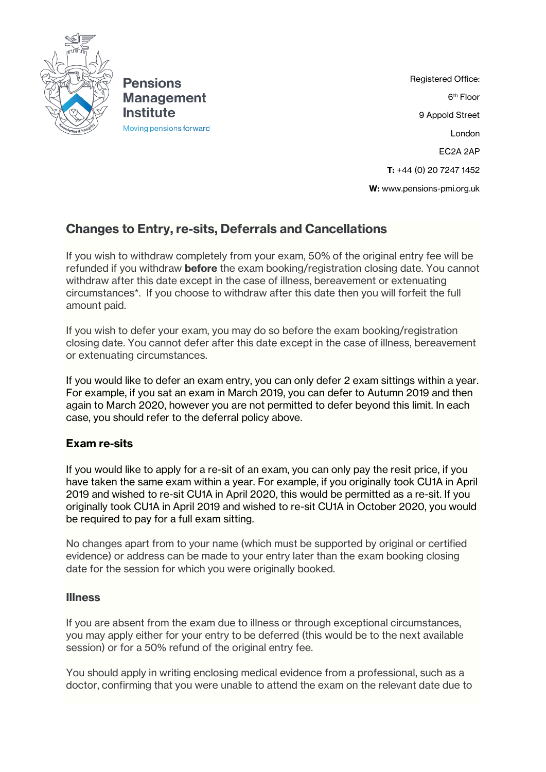**Pensions Management Institute**

Moving pensions forward

Registered Office:
6th Floor
9 Appold Street
London
EC2A 2AP
**T:** +44 (0) 20 7247 1452
**W:** www.pensions-pmi.org.uk

## Changes to Entry, re-sits, Deferrals and Cancellations

If you wish to withdraw completely from your exam, 50% of the original entry fee will be refunded if you withdraw **before** the exam booking/registration closing date. You cannot withdraw after this date except in the case of illness, bereavement or extenuating circumstances*. If you choose to withdraw after this date then you will forfeit the full amount paid.

If you wish to defer your exam, you may do so before the exam booking/registration closing date. You cannot defer after this date except in the case of illness, bereavement or extenuating circumstances.

If you would like to defer an exam entry, you can only defer 2 exam sittings within a year. For example, if you sat an exam in March 2019, you can defer to Autumn 2019 and then again to March 2020, however you are not permitted to defer beyond this limit. In each case, you should refer to the deferral policy above.

### Exam re-sits

If you would like to apply for a re-sit of an exam, you can only pay the resit price, if you have taken the same exam within a year. For example, if you originally took CU1A in April 2019 and wished to re-sit CU1A in April 2020, this would be permitted as a re-sit. If you originally took CU1A in April 2019 and wished to re-sit CU1A in October 2020, you would be required to pay for a full exam sitting.

No changes apart from to your name (which must be supported by original or certified evidence) or address can be made to your entry later than the exam booking closing date for the session for which you were originally booked.

### Illness

If you are absent from the exam due to illness or through exceptional circumstances, you may apply either for your entry to be deferred (this would be to the next available session) or for a 50% refund of the original entry fee.

You should apply in writing enclosing medical evidence from a professional, such as a doctor, confirming that you were unable to attend the exam on the relevant date due to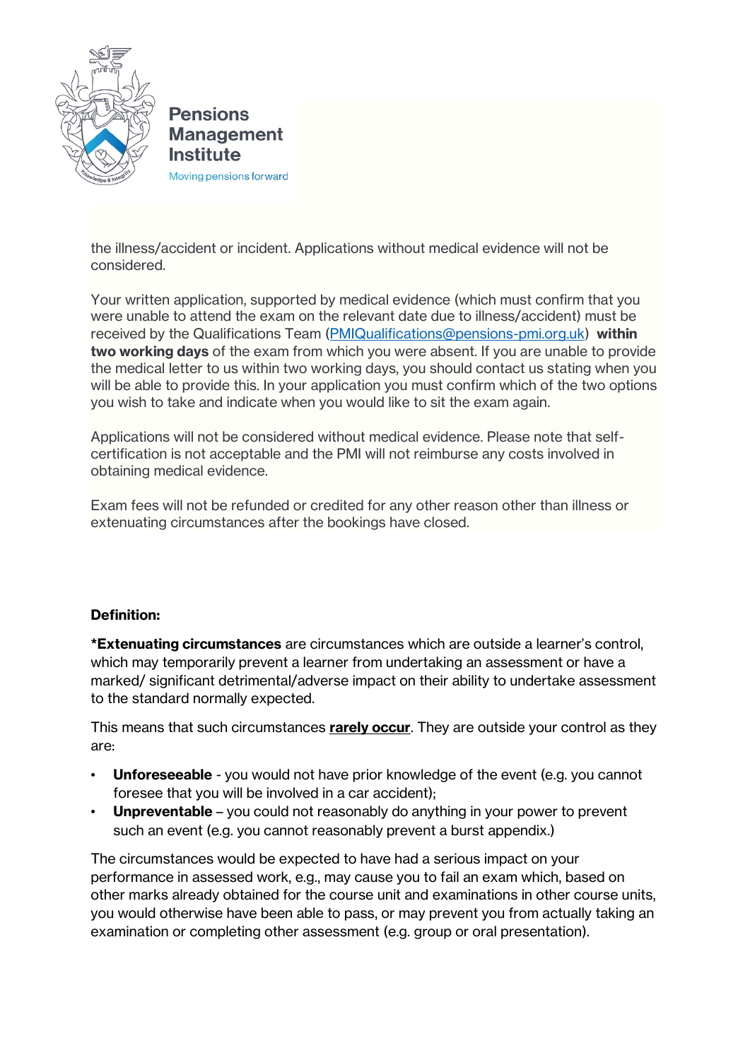the illness/accident or incident. Applications without medical evidence will not be considered.

Your written application, supported by medical evidence (which must confirm that you were unable to attend the exam on the relevant date due to illness/accident) must be received by the Qualifications Team ([PMIQualifications@pensions-pmi.org.uk](mailto:PMIQualifications@pensions-pmi.org.uk)) **within two working days** of the exam from which you were absent. If you are unable to provide the medical letter to us within two working days, you should contact us stating when you will be able to provide this. In your application you must confirm which of the two options you wish to take and indicate when you would like to sit the exam again.

Applications will not be considered without medical evidence. Please note that self-certification is not acceptable and the PMI will not reimburse any costs involved in obtaining medical evidence.

Exam fees will not be refunded or credited for any other reason other than illness or extenuating circumstances after the bookings have closed.

**Definition:**

***Extenuating circumstances** are circumstances which are outside a learner's control, which may temporarily prevent a learner from undertaking an assessment or have a marked/ significant detrimental/adverse impact on their ability to undertake assessment to the standard normally expected.

This means that such circumstances **<u>rarely occur</u>**. They are outside your control as they are:

- **Unforeseeable** - you would not have prior knowledge of the event (e.g. you cannot foresee that you will be involved in a car accident);
- **Unpreventable** – you could not reasonably do anything in your power to prevent such an event (e.g. you cannot reasonably prevent a burst appendix.)

The circumstances would be expected to have had a serious impact on your performance in assessed work, e.g., may cause you to fail an exam which, based on other marks already obtained for the course unit and examinations in other course units, you would otherwise have been able to pass, or may prevent you from actually taking an examination or completing other assessment (e.g. group or oral presentation).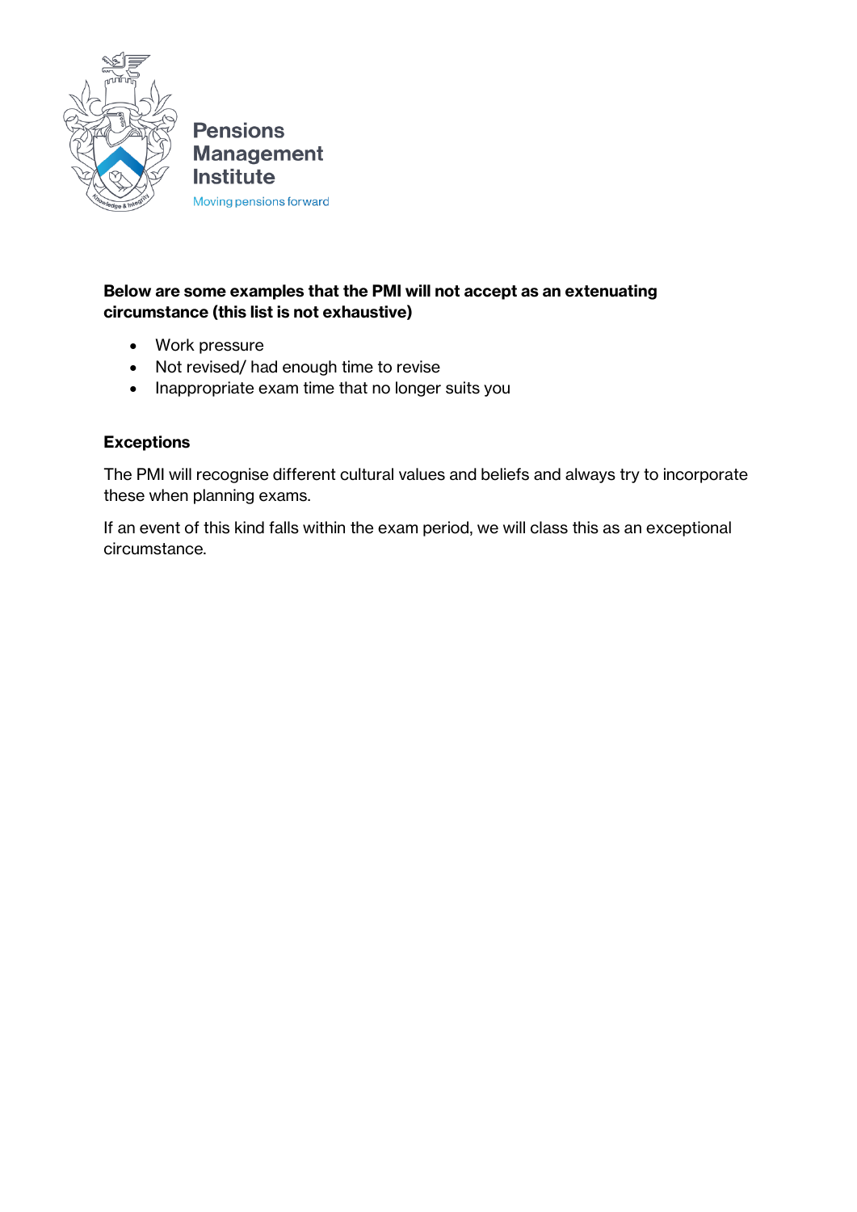**Below are some examples that the PMI will not accept as an extenuating circumstance (this list is not exhaustive)**

- Work pressure
- Not revised/ had enough time to revise
- Inappropriate exam time that no longer suits you

**Exceptions**

The PMI will recognise different cultural values and beliefs and always try to incorporate these when planning exams.

If an event of this kind falls within the exam period, we will class this as an exceptional circumstance.